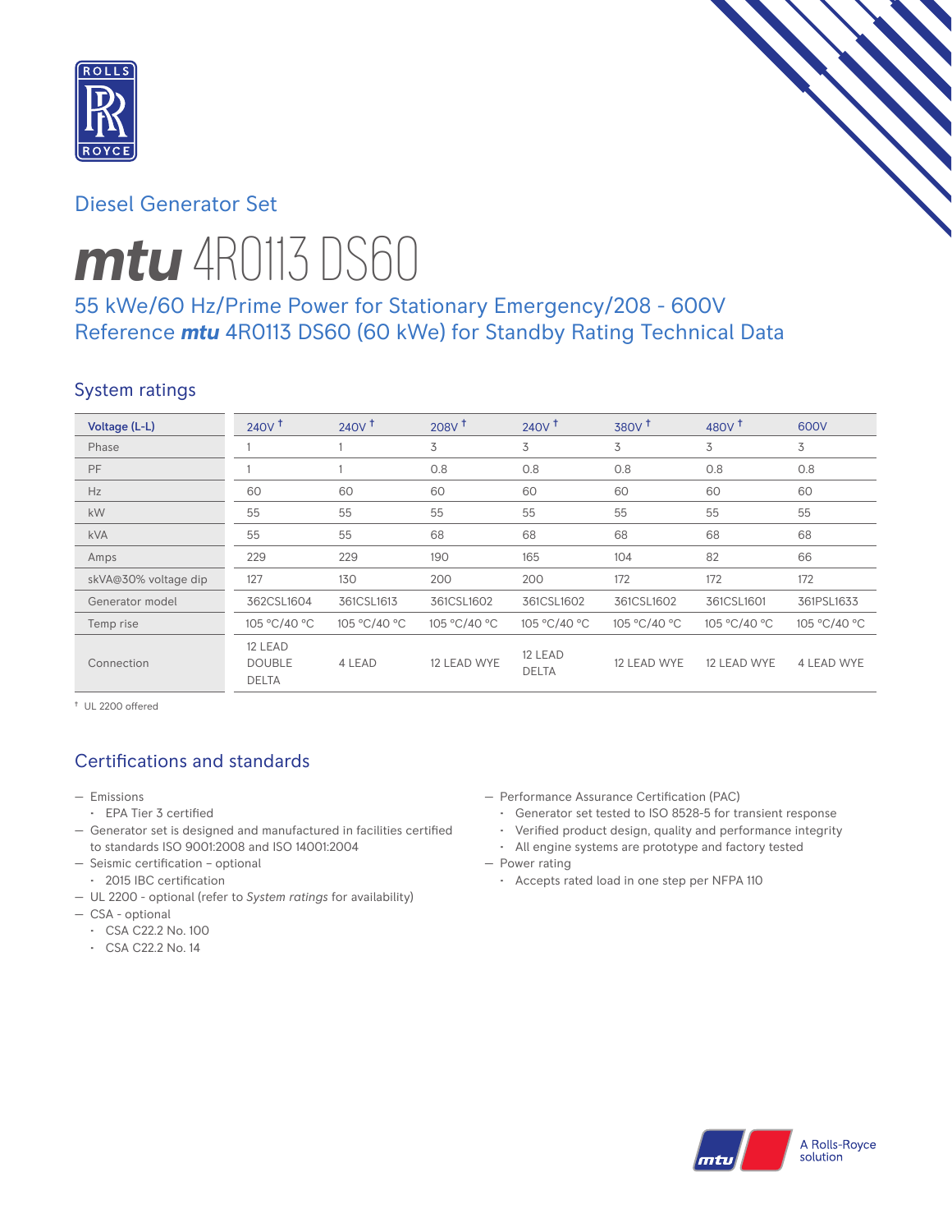Diesel Generator Set

# mtu 4R0113 DS60

## 55 kWe/60 Hz/Prime Power for Stationary Emergency/208 - 600V
## Reference mtu 4R0113 DS60 (60 kWe) for Standby Rating Technical Data

## System ratings

| Voltage (L-L) | 240V † | 240V † | 208V † | 240V † | 380V † | 480V † | 600V |
|---|---|---|---|---|---|---|---|
| Phase | 1 | 1 | 3 | 3 | 3 | 3 | 3 |
| PF | 1 | 1 | 0.8 | 0.8 | 0.8 | 0.8 | 0.8 |
| Hz | 60 | 60 | 60 | 60 | 60 | 60 | 60 |
| kW | 55 | 55 | 55 | 55 | 55 | 55 | 55 |
| kVA | 55 | 55 | 68 | 68 | 68 | 68 | 68 |
| Amps | 229 | 229 | 190 | 165 | 104 | 82 | 66 |
| skVA@30% voltage dip | 127 | 130 | 200 | 200 | 172 | 172 | 172 |
| Generator model | 362CSL1604 | 361CSL1613 | 361CSL1602 | 361CSL1602 | 361CSL1602 | 361CSL1601 | 361PSL1633 |
| Temp rise | 105 °C/40 °C | 105 °C/40 °C | 105 °C/40 °C | 105 °C/40 °C | 105 °C/40 °C | 105 °C/40 °C | 105 °C/40 °C |
| Connection | 12 LEAD DOUBLE DELTA | 4 LEAD | 12 LEAD WYE | 12 LEAD DELTA | 12 LEAD WYE | 12 LEAD WYE | 4 LEAD WYE |

† UL 2200 offered

## Certifications and standards

- Emissions
  - EPA Tier 3 certified
- Generator set is designed and manufactured in facilities certified to standards ISO 9001:2008 and ISO 14001:2004
- Seismic certification – optional
  - 2015 IBC certification
- UL 2200 - optional (refer to *System ratings* for availability)
- CSA - optional
  - CSA C22.2 No. 100
  - CSA C22.2 No. 14
- Performance Assurance Certification (PAC)
  - Generator set tested to ISO 8528-5 for transient response
  - Verified product design, quality and performance integrity
  - All engine systems are prototype and factory tested
- Power rating
  - Accepts rated load in one step per NFPA 110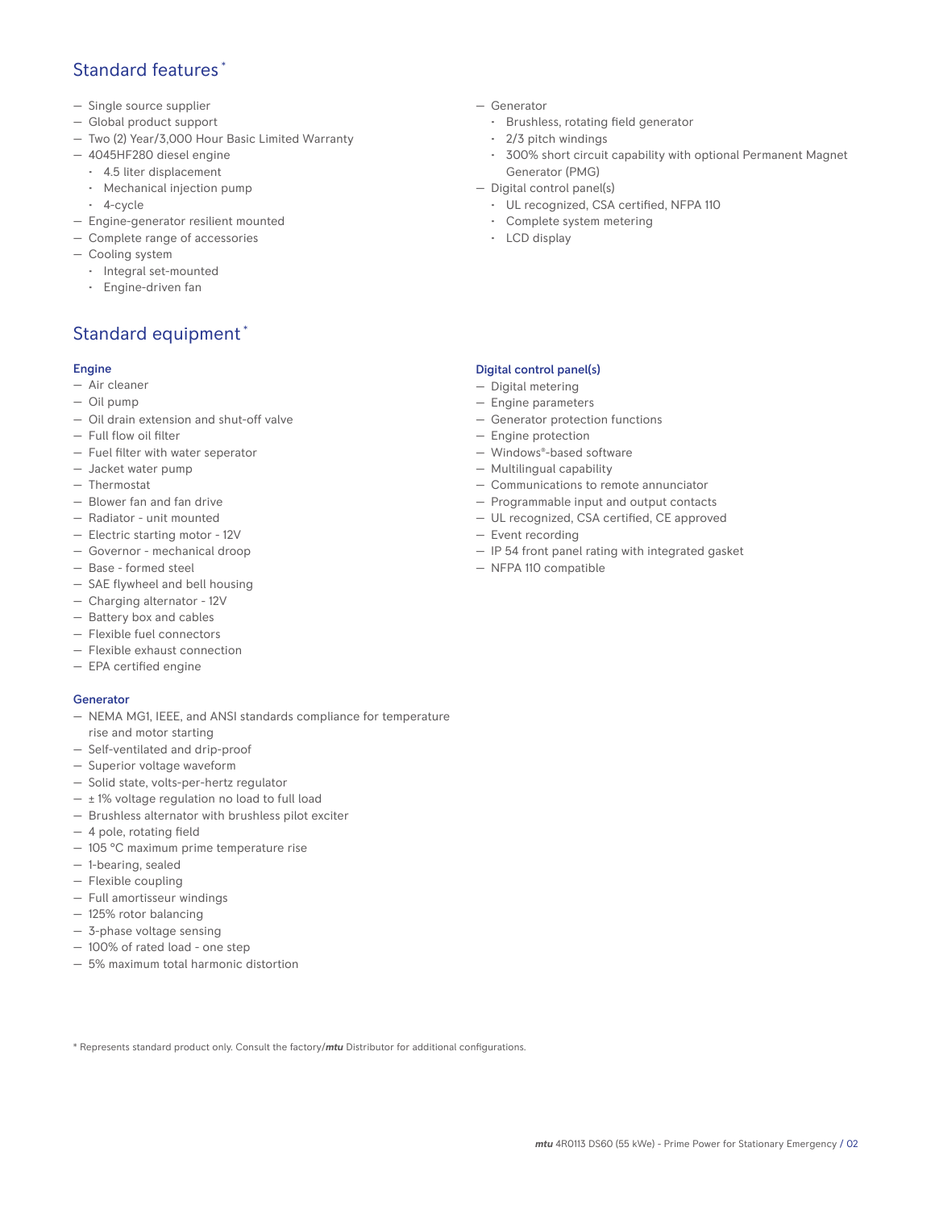## Standard features *

- Single source supplier
- Global product support
- Two (2) Year/3,000 Hour Basic Limited Warranty
- 4045HF280 diesel engine
  - 4.5 liter displacement
  - Mechanical injection pump
  - 4-cycle
- Engine-generator resilient mounted
- Complete range of accessories
- Cooling system
  - Integral set-mounted
  - Engine-driven fan
- Generator
  - Brushless, rotating field generator
  - 2/3 pitch windings
  - 300% short circuit capability with optional Permanent Magnet Generator (PMG)
- Digital control panel(s)
  - UL recognized, CSA certified, NFPA 110
  - Complete system metering
  - LCD display

## Standard equipment *

### Engine

- Air cleaner
- Oil pump
- Oil drain extension and shut-off valve
- Full flow oil filter
- Fuel filter with water seperator
- Jacket water pump
- Thermostat
- Blower fan and fan drive
- Radiator - unit mounted
- Electric starting motor - 12V
- Governor - mechanical droop
- Base - formed steel
- SAE flywheel and bell housing
- Charging alternator - 12V
- Battery box and cables
- Flexible fuel connectors
- Flexible exhaust connection
- EPA certified engine

### Generator

- NEMA MG1, IEEE, and ANSI standards compliance for temperature rise and motor starting
- Self-ventilated and drip-proof
- Superior voltage waveform
- Solid state, volts-per-hertz regulator
- ± 1% voltage regulation no load to full load
- Brushless alternator with brushless pilot exciter
- 4 pole, rotating field
- 105 °C maximum prime temperature rise
- 1-bearing, sealed
- Flexible coupling
- Full amortisseur windings
- 125% rotor balancing
- 3-phase voltage sensing
- 100% of rated load - one step
- 5% maximum total harmonic distortion

### Digital control panel(s)

- Digital metering
- Engine parameters
- Generator protection functions
- Engine protection
- Windows®-based software
- Multilingual capability
- Communications to remote annunciator
- Programmable input and output contacts
- UL recognized, CSA certified, CE approved
- Event recording
- IP 54 front panel rating with integrated gasket
- NFPA 110 compatible

* Represents standard product only. Consult the factory/*mtu* Distributor for additional configurations.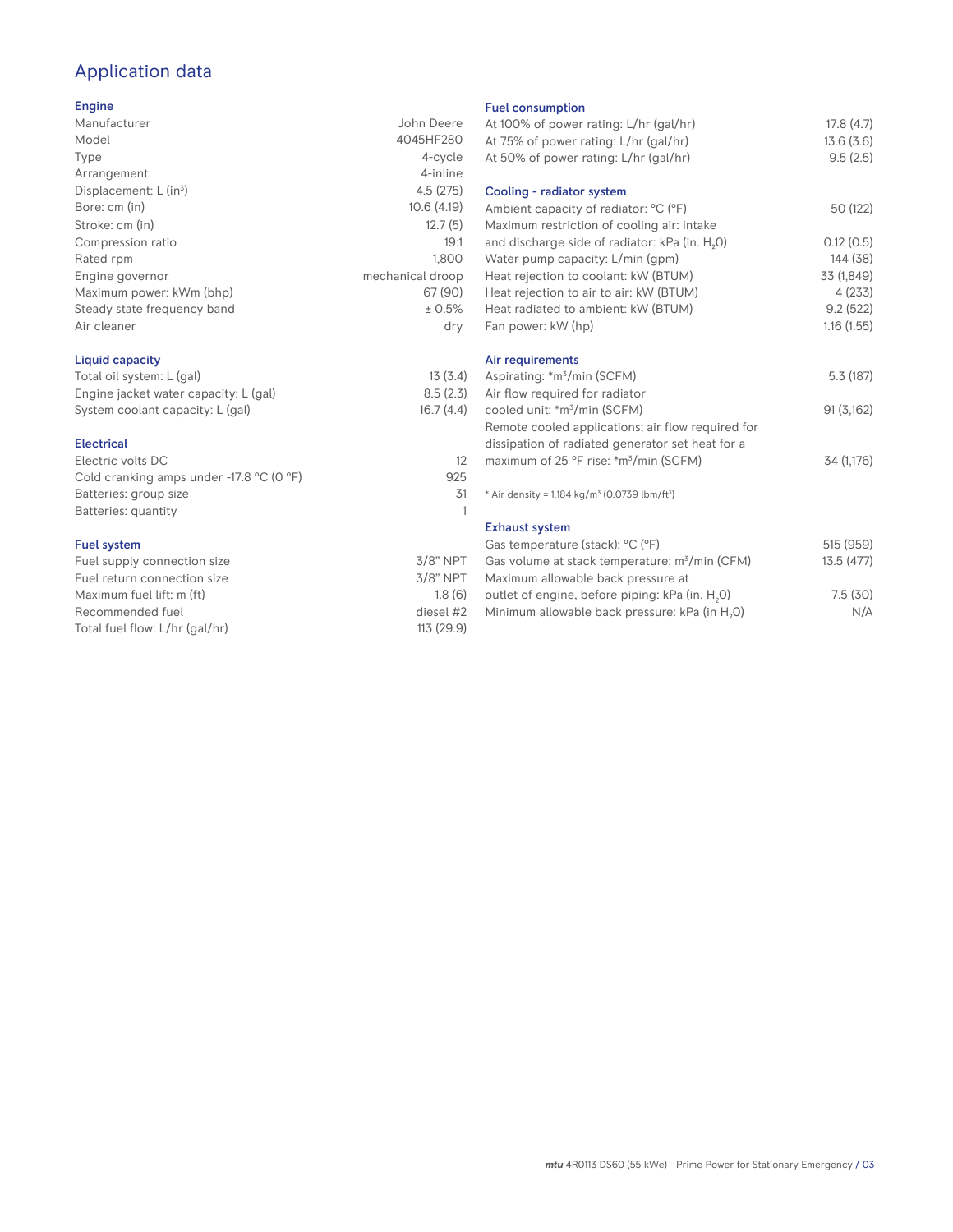# Application data

## Engine

| | |
|---|---|
| Manufacturer | John Deere |
| Model | 4045HF280 |
| Type | 4-cycle |
| Arrangement | 4-inline |
| Displacement: L ($in^3$) | 4.5 (275) |
| Bore: cm (in) | 10.6 (4.19) |
| Stroke: cm (in) | 12.7 (5) |
| Compression ratio | 19:1 |
| Rated rpm | 1,800 |
| Engine governor | mechanical droop |
| Maximum power: kWm (bhp) | 67 (90) |
| Steady state frequency band | ± 0.5% |
| Air cleaner | dry |

## Liquid capacity

| | |
|---|---|
| Total oil system: L (gal) | 13 (3.4) |
| Engine jacket water capacity: L (gal) | 8.5 (2.3) |
| System coolant capacity: L (gal) | 16.7 (4.4) |

## Electrical

| | |
|---|---|
| Electric volts DC | 12 |
| Cold cranking amps under -17.8 °C (0 °F) | 925 |
| Batteries: group size | 31 |
| Batteries: quantity | 1 |

## Fuel system

| | |
|---|---|
| Fuel supply connection size | 3/8" NPT |
| Fuel return connection size | 3/8" NPT |
| Maximum fuel lift: m (ft) | 1.8 (6) |
| Recommended fuel | diesel #2 |
| Total fuel flow: L/hr (gal/hr) | 113 (29.9) |

## Fuel consumption

| | |
|---|---|
| At 100% of power rating: L/hr (gal/hr) | 17.8 (4.7) |
| At 75% of power rating: L/hr (gal/hr) | 13.6 (3.6) |
| At 50% of power rating: L/hr (gal/hr) | 9.5 (2.5) |

## Cooling - radiator system

| | |
|---|---|
| Ambient capacity of radiator: °C (°F) | 50 (122) |
| Maximum restriction of cooling air: intake and discharge side of radiator: kPa (in. $H_2O$) | 0.12 (0.5) |
| Water pump capacity: L/min (gpm) | 144 (38) |
| Heat rejection to coolant: kW (BTUM) | 33 (1,849) |
| Heat rejection to air to air: kW (BTUM) | 4 (233) |
| Heat radiated to ambient: kW (BTUM) | 9.2 (522) |
| Fan power: kW (hp) | 1.16 (1.55) |

## Air requirements

| | |
|---|---|
| Aspirating: *$m^3$/min (SCFM) | 5.3 (187) |
| Air flow required for radiator cooled unit: *$m^3$/min (SCFM) | 91 (3,162) |
| Remote cooled applications; air flow required for dissipation of radiated generator set heat for a maximum of 25 °F rise: *$m^3$/min (SCFM) | 34 (1,176) |

* Air density = 1.184 kg/$m^3$ (0.0739 lbm/$ft^3$)

## Exhaust system

| | |
|---|---|
| Gas temperature (stack): °C (°F) | 515 (959) |
| Gas volume at stack temperature: $m^3$/min (CFM) | 13.5 (477) |
| Maximum allowable back pressure at outlet of engine, before piping: kPa (in. $H_2O$) | 7.5 (30) |
| Minimum allowable back pressure: kPa (in $H_2O$) | N/A |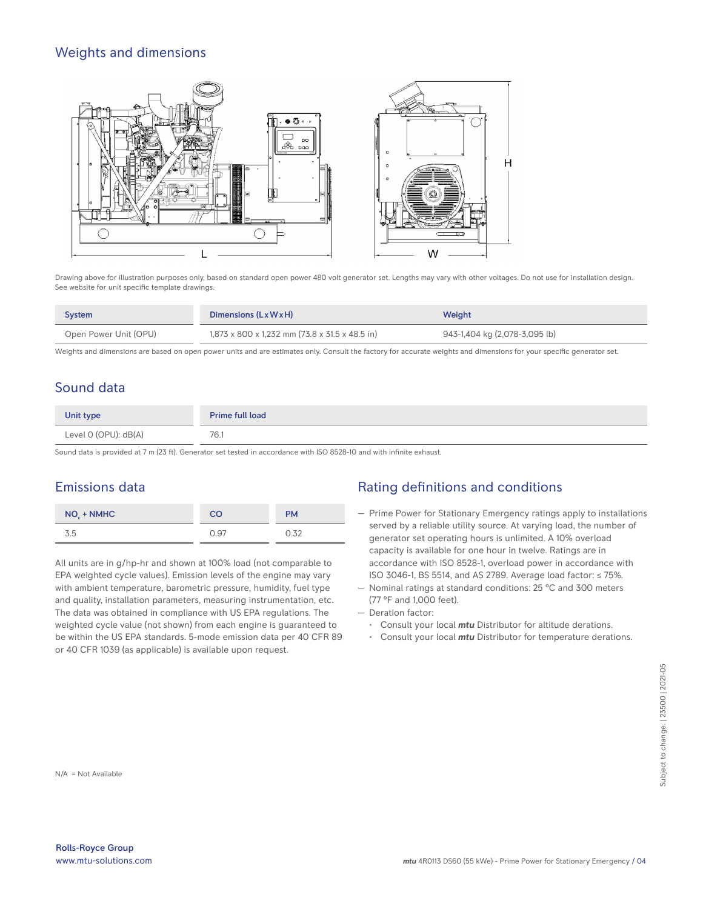## Weights and dimensions

L

W

H

Drawing above for illustration purposes only, based on standard open power 480 volt generator set. Lengths may vary with other voltages. Do not use for installation design. See website for unit specific template drawings.

| System | Dimensions (L x W x H) | Weight |
|---|---|---|
| Open Power Unit (OPU) | 1,873 x 800 x 1,232 mm (73.8 x 31.5 x 48.5 in) | 943-1,404 kg (2,078-3,095 lb) |

Weights and dimensions are based on open power units and are estimates only. Consult the factory for accurate weights and dimensions for your specific generator set.

## Sound data

| Unit type | Prime full load |
|---|---|
| Level 0 (OPU): dB(A) | 76.1 |

Sound data is provided at 7 m (23 ft). Generator set tested in accordance with ISO 8528-10 and with infinite exhaust.

## Emissions data

| $NO_x$ + NMHC | CO | PM |
|---|---|---|
| 3.5 | 0.97 | 0.32 |

All units are in g/hp-hr and shown at 100% load (not comparable to EPA weighted cycle values). Emission levels of the engine may vary with ambient temperature, barometric pressure, humidity, fuel type and quality, installation parameters, measuring instrumentation, etc. The data was obtained in compliance with US EPA regulations. The weighted cycle value (not shown) from each engine is guaranteed to be within the US EPA standards. 5-mode emission data per 40 CFR 89 or 40 CFR 1039 (as applicable) is available upon request.

## Rating definitions and conditions

- Prime Power for Stationary Emergency ratings apply to installations served by a reliable utility source. At varying load, the number of generator set operating hours is unlimited. A 10% overload capacity is available for one hour in twelve. Ratings are in accordance with ISO 8528-1, overload power in accordance with ISO 3046-1, BS 5514, and AS 2789. Average load factor: ≤ 75%.
- Nominal ratings at standard conditions: 25 °C and 300 meters (77 °F and 1,000 feet).
- Deration factor:
  - Consult your local ***mtu*** Distributor for altitude derations.
  - Consult your local ***mtu*** Distributor for temperature derations.

N/A = Not Available

Subject to change. | 23500 | 2021-05

**Rolls-Royce Group**
www.mtu-solutions.com

***mtu*** 4R0113 DS60 (55 kWe) - Prime Power for Stationary Emergency